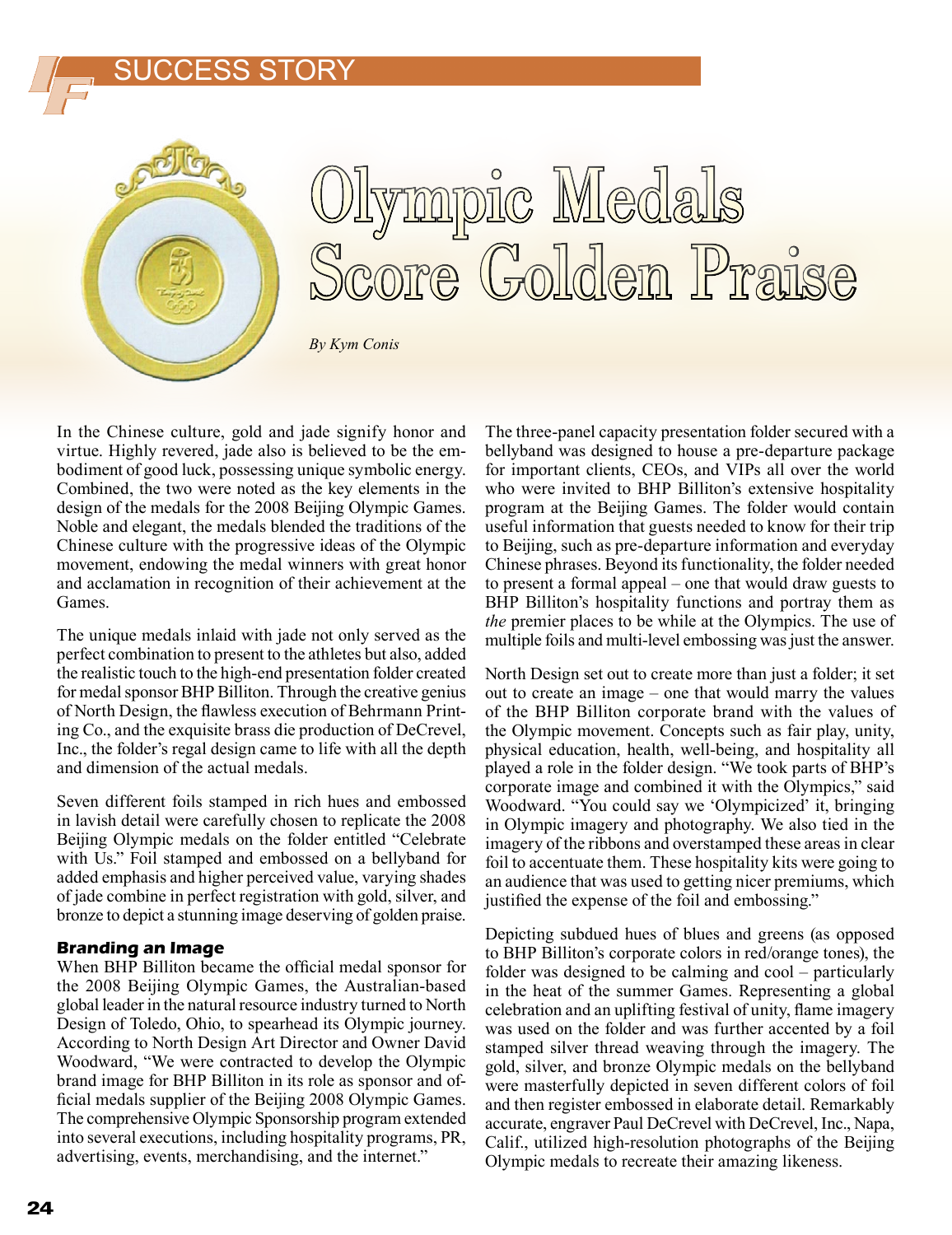SUCCESS STORY

# Olympic Medals Score Golden Praise

*By Kym Conis*

In the Chinese culture, gold and jade signify honor and virtue. Highly revered, jade also is believed to be the embodiment of good luck, possessing unique symbolic energy. Combined, the two were noted as the key elements in the design of the medals for the 2008 Beijing Olympic Games. Noble and elegant, the medals blended the traditions of the Chinese culture with the progressive ideas of the Olympic movement, endowing the medal winners with great honor and acclamation in recognition of their achievement at the Games.

The unique medals inlaid with jade not only served as the perfect combination to present to the athletes but also, added the realistic touch to the high-end presentation folder created for medal sponsor BHP Billiton. Through the creative genius of North Design, the flawless execution of Behrmann Printing Co., and the exquisite brass die production of DeCrevel, Inc., the folder's regal design came to life with all the depth and dimension of the actual medals.

Seven different foils stamped in rich hues and embossed in lavish detail were carefully chosen to replicate the 2008 Beijing Olympic medals on the folder entitled "Celebrate with Us." Foil stamped and embossed on a bellyband for added emphasis and higher perceived value, varying shades of jade combine in perfect registration with gold, silver, and bronze to depict a stunning image deserving of golden praise.

### Branding an Image

When BHP Billiton became the official medal sponsor for the 2008 Beijing Olympic Games, the Australian-based global leader in the natural resource industry turned to North Design of Toledo, Ohio, to spearhead its Olympic journey. According to North Design Art Director and Owner David Woodward, "We were contracted to develop the Olympic brand image for BHP Billiton in its role as sponsor and official medals supplier of the Beijing 2008 Olympic Games. The comprehensive Olympic Sponsorship program extended into several executions, including hospitality programs, PR, advertising, events, merchandising, and the internet."

The three-panel capacity presentation folder secured with a bellyband was designed to house a pre-departure package for important clients, CEOs, and VIPs all over the world who were invited to BHP Billiton's extensive hospitality program at the Beijing Games. The folder would contain useful information that guests needed to know for their trip to Beijing, such as pre-departure information and everyday Chinese phrases. Beyond its functionality, the folder needed to present a formal appeal – one that would draw guests to BHP Billiton's hospitality functions and portray them as *the* premier places to be while at the Olympics. The use of multiple foils and multi-level embossing was just the answer.

North Design set out to create more than just a folder; it set out to create an image – one that would marry the values of the BHP Billiton corporate brand with the values of the Olympic movement. Concepts such as fair play, unity, physical education, health, well-being, and hospitality all played a role in the folder design. "We took parts of BHP's corporate image and combined it with the Olympics," said Woodward. "You could say we 'Olympicized' it, bringing in Olympic imagery and photography. We also tied in the imagery of the ribbons and overstamped these areas in clear foil to accentuate them. These hospitality kits were going to an audience that was used to getting nicer premiums, which justified the expense of the foil and embossing."

Depicting subdued hues of blues and greens (as opposed to BHP Billiton's corporate colors in red/orange tones), the folder was designed to be calming and cool – particularly in the heat of the summer Games. Representing a global celebration and an uplifting festival of unity, flame imagery was used on the folder and was further accented by a foil stamped silver thread weaving through the imagery. The gold, silver, and bronze Olympic medals on the bellyband were masterfully depicted in seven different colors of foil and then register embossed in elaborate detail. Remarkably accurate, engraver Paul DeCrevel with DeCrevel, Inc., Napa, Calif., utilized high-resolution photographs of the Beijing Olympic medals to recreate their amazing likeness.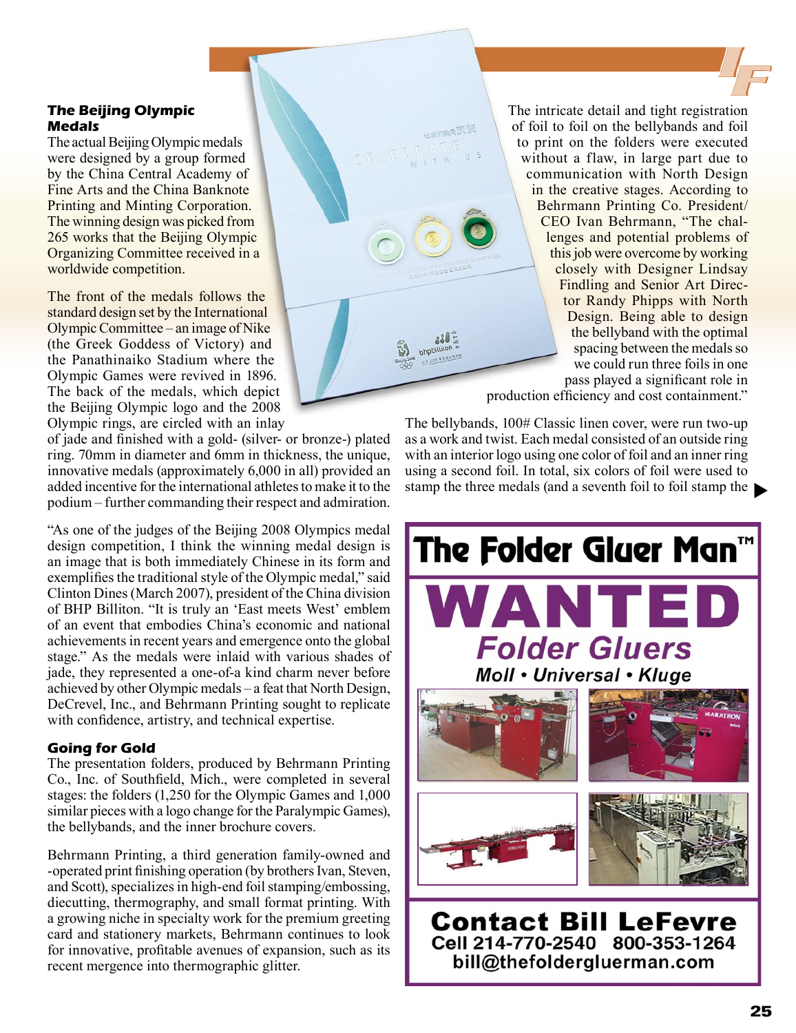### The Beijing Olympic Medals

The actual Beijing Olympic medals were designed by a group formed by the China Central Academy of Fine Arts and the China Banknote Printing and Minting Corporation. The winning design was picked from 265 works that the Beijing Olympic Organizing Committee received in a worldwide competition.

The front of the medals follows the standard design set by the International Olympic Committee – an image of Nike (the Greek Goddess of Victory) and the Panathinaiko Stadium where the Olympic Games were revived in 1896. The back of the medals, which depict the Beijing Olympic logo and the 2008 Olympic rings, are circled with an inlay of jade and finished with a gold- (silver- or bronze-) plated ring. 70mm in diameter and 6mm in thickness, the unique, innovative medals (approximately 6,000 in all) provided an added incentive for the international athletes to make it to the podium – further commanding their respect and admiration.

"As one of the judges of the Beijing 2008 Olympics medal design competition, I think the winning medal design is an image that is both immediately Chinese in its form and exemplifies the traditional style of the Olympic medal," said Clinton Dines (March 2007), president of the China division of BHP Billiton. "It is truly an 'East meets West' emblem of an event that embodies China's economic and national achievements in recent years and emergence onto the global stage." As the medals were inlaid with various shades of jade, they represented a one-of-a kind charm never before achieved by other Olympic medals – a feat that North Design, DeCrevel, Inc., and Behrmann Printing sought to replicate with confidence, artistry, and technical expertise.

### Going for Gold

The presentation folders, produced by Behrmann Printing Co., Inc. of Southfield, Mich., were completed in several stages: the folders (1,250 for the Olympic Games and 1,000 similar pieces with a logo change for the Paralympic Games), the bellybands, and the inner brochure covers.

Behrmann Printing, a third generation family-owned and -operated print finishing operation (by brothers Ivan, Steven, and Scott), specializes in high-end foil stamping/embossing, diecutting, thermography, and small format printing. With a growing niche in specialty work for the premium greeting card and stationery markets, Behrmann continues to look for innovative, profitable avenues of expansion, such as its recent mergence into thermographic glitter.

The intricate detail and tight registration of foil to foil on the bellybands and foil to print on the folders were executed without a flaw, in large part due to communication with North Design in the creative stages. According to Behrmann Printing Co. President/ CEO Ivan Behrmann, "The challenges and potential problems of this job were overcome by working closely with Designer Lindsay Findling and Senior Art Director Randy Phipps with North Design. Being able to design the bellyband with the optimal spacing between the medals so we could run three foils in one pass played a significant role in production efficiency and cost containment."

The bellybands, 100# Classic linen cover, were run two-up as a work and twist. Each medal consisted of an outside ring with an interior logo using one color of foil and an inner ring using a second foil. In total, six colors of foil were used to stamp the three medals (and a seventh foil to foil stamp the ▶

---

**The Folder Gluer Man™**

**WANTED**

**Folder Gluers**

**Moll • Universal • Kluge**

**Contact Bill LeFevre**
**Cell 214-770-2540 800-353-1264**
**bill@thefoldergluerman.com**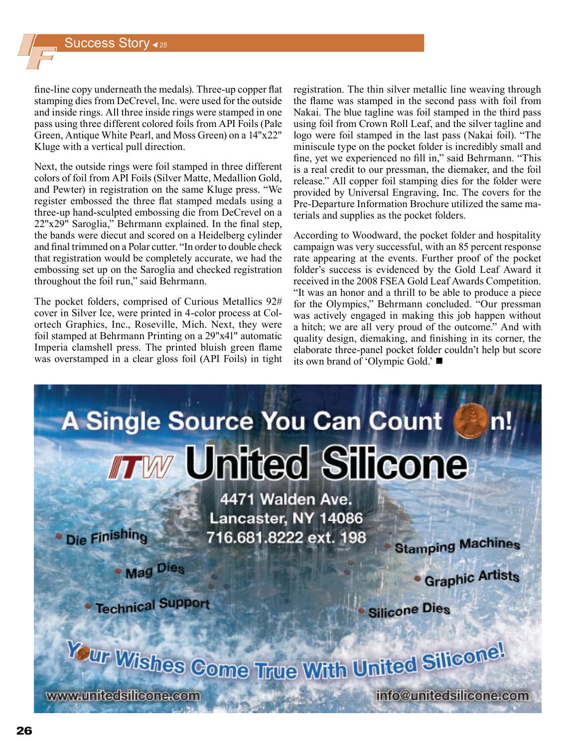fine-line copy underneath the medals). Three-up copper flat stamping dies from DeCrevel, Inc. were used for the outside and inside rings. All three inside rings were stamped in one pass using three different colored foils from API Foils (Pale Green, Antique White Pearl, and Moss Green) on a 14"x22" Kluge with a vertical pull direction.

Next, the outside rings were foil stamped in three different colors of foil from API Foils (Silver Matte, Medallion Gold, and Pewter) in registration on the same Kluge press. "We register embossed the three flat stamped medals using a three-up hand-sculpted embossing die from DeCrevel on a 22"x29" Saroglia," Behrmann explained. In the final step, the bands were diecut and scored on a Heidelberg cylinder and final trimmed on a Polar cutter. "In order to double check that registration would be completely accurate, we had the embossing set up on the Saroglia and checked registration throughout the foil run," said Behrmann.

The pocket folders, comprised of Curious Metallics 92# cover in Silver Ice, were printed in 4-color process at Colortech Graphics, Inc., Roseville, Mich. Next, they were foil stamped at Behrmann Printing on a 29"x41" automatic Imperia clamshell press. The printed bluish green flame was overstamped in a clear gloss foil (API Foils) in tight registration. The thin silver metallic line weaving through the flame was stamped in the second pass with foil from Nakai. The blue tagline was foil stamped in the third pass using foil from Crown Roll Leaf, and the silver tagline and logo were foil stamped in the last pass (Nakai foil). "The miniscule type on the pocket folder is incredibly small and fine, yet we experienced no fill in," said Behrmann. "This is a real credit to our pressman, the diemaker, and the foil release." All copper foil stamping dies for the folder were provided by Universal Engraving, Inc. The covers for the Pre-Departure Information Brochure utilized the same materials and supplies as the pocket folders.

According to Woodward, the pocket folder and hospitality campaign was very successful, with an 85 percent response rate appearing at the events. Further proof of the pocket folder's success is evidenced by the Gold Leaf Award it received in the 2008 FSEA Gold Leaf Awards Competition. "It was an honor and a thrill to be able to produce a piece for the Olympics," Behrmann concluded. "Our pressman was actively engaged in making this job happen without a hitch; we are all very proud of the outcome." And with quality design, diemaking, and finishing in its corner, the elaborate three-panel pocket folder couldn't help but score its own brand of 'Olympic Gold.' ■

A Single Source You Can Count On!

ITW United Silicone

4471 Walden Ave.
Lancaster, NY 14086
716.681.8222 ext. 198

- Die Finishing
- Mag Dies
- Technical Support
- Stamping Machines
- Graphic Artists
- Silicone Dies

Your Wishes Come True With United Silicone!

www.unitedsilicone.com

info@unitedsilicone.com